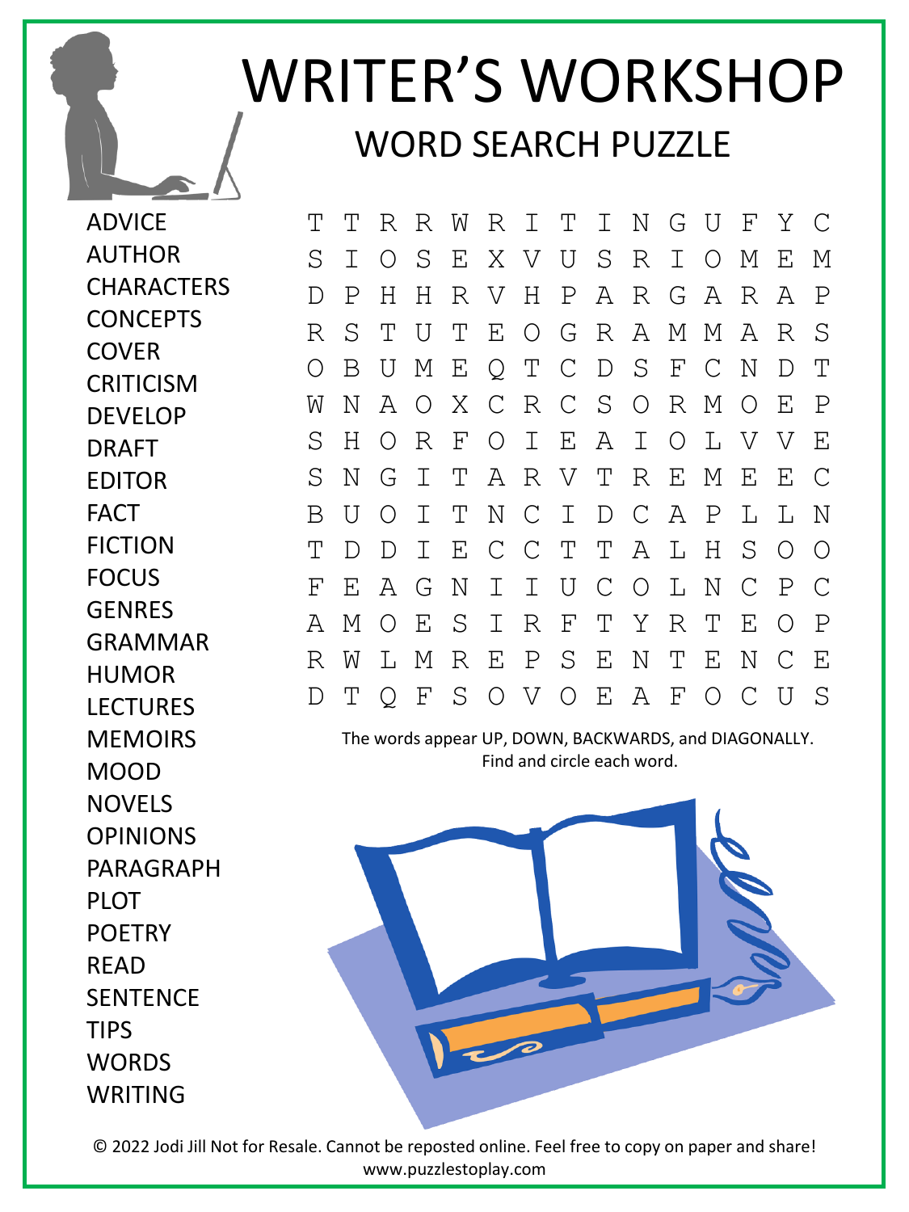# WRITER'S WORKSHOP

## WORD SEARCH PUZZLE

- ADVICE
- AUTHOR
- CHARACTERS
- CONCEPTS
- COVER
- CRITICISM
- DEVELOP
- DRAFT
- EDITOR
- FACT
- FICTION
- FOCUS
- GENRES
- GRAMMAR
- HUMOR
- LECTURES
- MEMOIRS
- MOOD
- NOVELS
- OPINIONS
- PARAGRAPH
- PLOT
- POETRY
- READ
- SENTENCE
- TIPS
- WORDS
- WRITING

```
T T R R W R I T I N G U F Y C
S I O S E X V U S R I O M E M
D P H H R V H P A R G A R A P
R S T U T E O G R A M M A R S
O B U M E Q T C D S F C N D T
W N A O X C R C S O R M O E P
S H O R F O I E A I O L V V E
S N G I T A R V T R E M E E C
B U O I T N C I D C A P L L N
T D D I E C C T T A L H S O O
F E A G N I I U C O L N C P C
A M O E S I R F T Y R T E O P
R W L M R E P S E N T E N C E
D T Q F S O V O E A F O C U S
```

The words appear UP, DOWN, BACKWARDS, and DIAGONALLY.
Find and circle each word.

© 2022 Jodi Jill Not for Resale. Cannot be reposted online. Feel free to copy on paper and share!
www.puzzlestoplay.com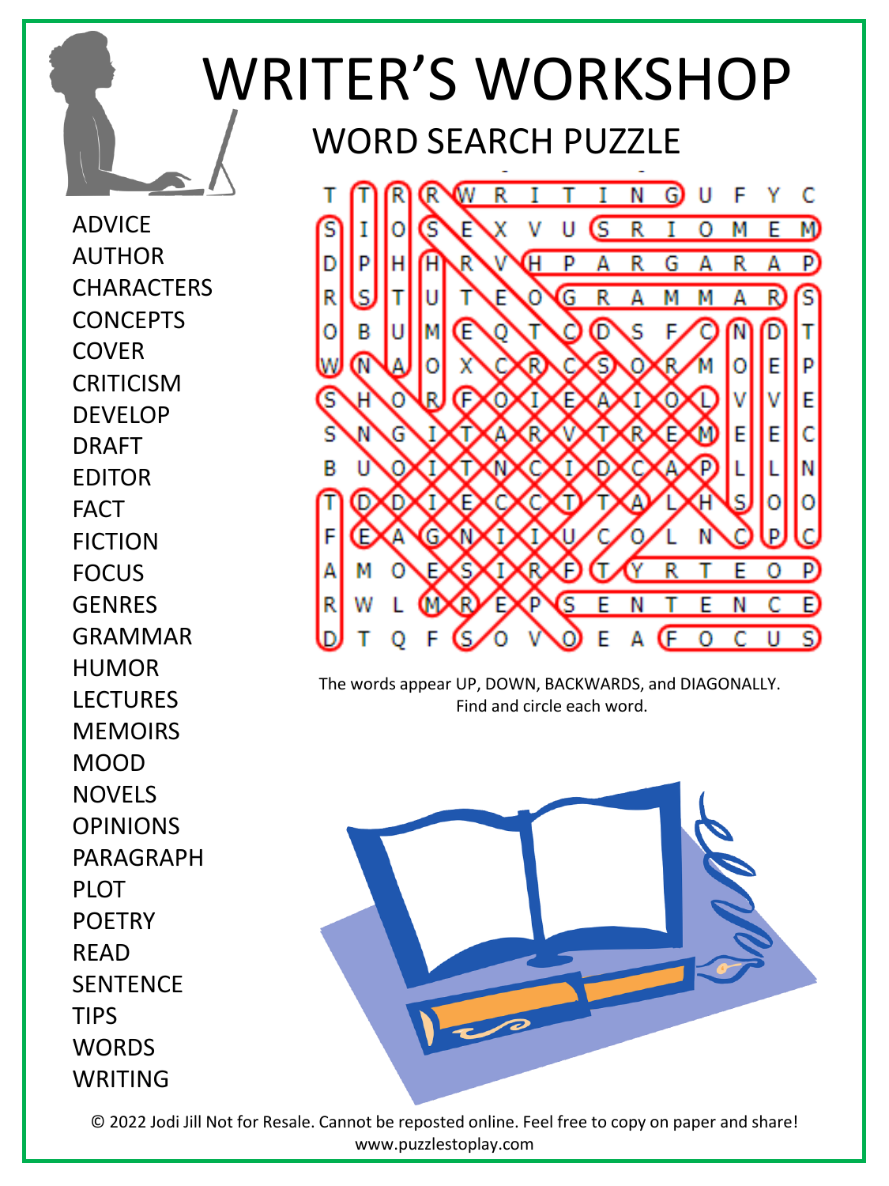# WRITER'S WORKSHOP

## WORD SEARCH PUZZLE

| | | | | | | | | | | | | | | |
|---|---|---|---|---|---|---|---|---|---|---|---|---|---|---|
| T | T | R | R | W | R | I | T | I | N | G | U | F | Y | C |
| S | I | O | S | E | X | V | U | S | R | I | O | M | E | M |
| D | P | H | H | R | V | H | P | A | R | G | A | R | A | P |
| R | S | T | U | T | E | O | G | R | A | M | M | A | R | S |
| O | B | U | M | E | Q | T | C | D | S | F | C | N | D | T |
| W | N | A | O | X | C | R | C | S | O | R | M | O | E | P |
| S | H | O | R | F | O | I | E | A | I | O | L | V | V | E |
| S | N | G | I | T | A | R | V | T | R | E | M | E | E | C |
| B | U | O | I | T | N | C | I | D | C | A | P | L | L | N |
| T | D | D | I | E | C | C | T | T | A | L | H | S | O | O |
| F | E | A | G | N | I | I | U | C | O | L | N | C | P | C |
| A | M | O | E | S | I | R | F | T | Y | R | T | E | O | P |
| R | W | L | M | R | E | P | S | E | N | T | E | N | C | E |
| D | T | Q | F | S | O | V | O | E | A | F | O | C | U | S |

The words appear UP, DOWN, BACKWARDS, and DIAGONALLY.
Find and circle each word.

- ADVICE
- AUTHOR
- CHARACTERS
- CONCEPTS
- COVER
- CRITICISM
- DEVELOP
- DRAFT
- EDITOR
- FACT
- FICTION
- FOCUS
- GENRES
- GRAMMAR
- HUMOR
- LECTURES
- MEMOIRS
- MOOD
- NOVELS
- OPINIONS
- PARAGRAPH
- PLOT
- POETRY
- READ
- SENTENCE
- TIPS
- WORDS
- WRITING

© 2022 Jodi Jill Not for Resale. Cannot be reposted online. Feel free to copy on paper and share!
www.puzzlestoplay.com